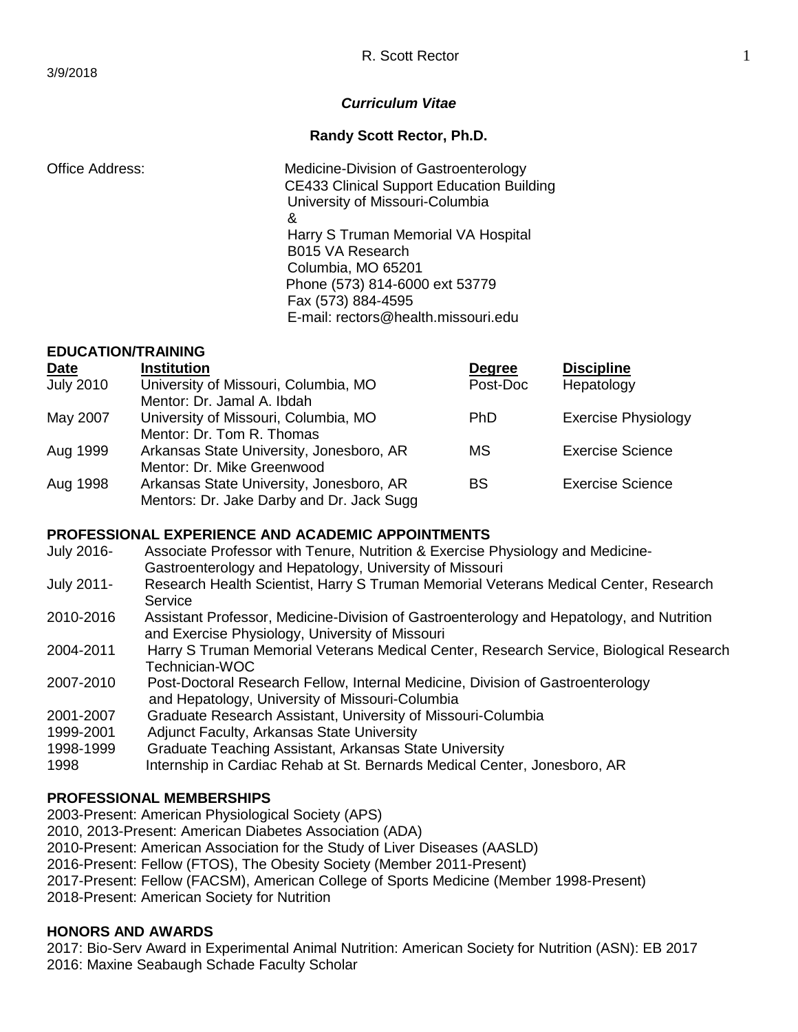3/9/2018

***Curriculum Vitae***

**Randy Scott Rector, Ph.D.**

Office Address:

Medicine-Division of Gastroenterology
CE433 Clinical Support Education Building
University of Missouri-Columbia
&
Harry S Truman Memorial VA Hospital
B015 VA Research
Columbia, MO 65201
Phone (573) 814-6000 ext 53779
Fax (573) 884-4595
E-mail: rectors@health.missouri.edu

## EDUCATION/TRAINING

| Date | Institution | Degree | Discipline |
|---|---|---|---|
| July 2010 | University of Missouri, Columbia, MO<br>Mentor: Dr. Jamal A. Ibdah | Post-Doc | Hepatology |
| May 2007 | University of Missouri, Columbia, MO<br>Mentor: Dr. Tom R. Thomas | PhD | Exercise Physiology |
| Aug 1999 | Arkansas State University, Jonesboro, AR<br>Mentor: Dr. Mike Greenwood | MS | Exercise Science |
| Aug 1998 | Arkansas State University, Jonesboro, AR<br>Mentors: Dr. Jake Darby and Dr. Jack Sugg | BS | Exercise Science |

## PROFESSIONAL EXPERIENCE AND ACADEMIC APPOINTMENTS

July 2016- Associate Professor with Tenure, Nutrition & Exercise Physiology and Medicine-Gastroenterology and Hepatology, University of Missouri

July 2011- Research Health Scientist, Harry S Truman Memorial Veterans Medical Center, Research Service

2010-2016 Assistant Professor, Medicine-Division of Gastroenterology and Hepatology, and Nutrition and Exercise Physiology, University of Missouri

2004-2011 Harry S Truman Memorial Veterans Medical Center, Research Service, Biological Research Technician-WOC

2007-2010 Post-Doctoral Research Fellow, Internal Medicine, Division of Gastroenterology and Hepatology, University of Missouri-Columbia

2001-2007 Graduate Research Assistant, University of Missouri-Columbia

1999-2001 Adjunct Faculty, Arkansas State University

1998-1999 Graduate Teaching Assistant, Arkansas State University

1998 Internship in Cardiac Rehab at St. Bernards Medical Center, Jonesboro, AR

## PROFESSIONAL MEMBERSHIPS

2003-Present: American Physiological Society (APS)
2010, 2013-Present: American Diabetes Association (ADA)
2010-Present: American Association for the Study of Liver Diseases (AASLD)
2016-Present: Fellow (FTOS), The Obesity Society (Member 2011-Present)
2017-Present: Fellow (FACSM), American College of Sports Medicine (Member 1998-Present)
2018-Present: American Society for Nutrition

## HONORS AND AWARDS

2017: Bio-Serv Award in Experimental Animal Nutrition: American Society for Nutrition (ASN): EB 2017
2016: Maxine Seabaugh Schade Faculty Scholar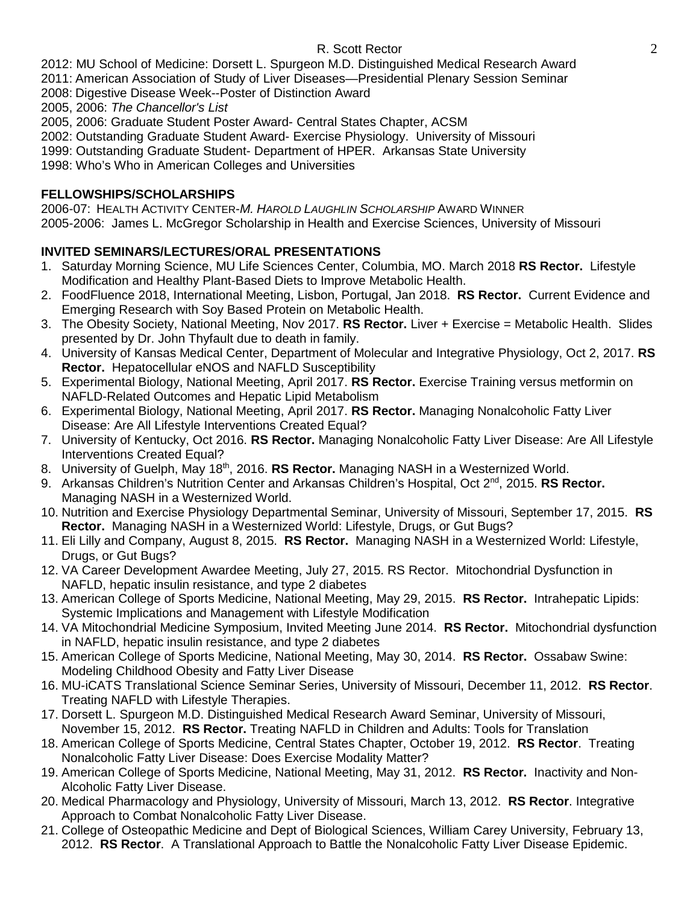2012: MU School of Medicine: Dorsett L. Spurgeon M.D. Distinguished Medical Research Award
2011: American Association of Study of Liver Diseases—Presidential Plenary Session Seminar
2008: Digestive Disease Week--Poster of Distinction Award
2005, 2006: *The Chancellor's List*
2005, 2006: Graduate Student Poster Award- Central States Chapter, ACSM
2002: Outstanding Graduate Student Award- Exercise Physiology. University of Missouri
1999: Outstanding Graduate Student- Department of HPER. Arkansas State University
1998: Who's Who in American Colleges and Universities

**FELLOWSHIPS/SCHOLARSHIPS**

2006-07: HEALTH ACTIVITY CENTER-*M. HAROLD LAUGHLIN SCHOLARSHIP* AWARD WINNER
2005-2006: James L. McGregor Scholarship in Health and Exercise Sciences, University of Missouri

**INVITED SEMINARS/LECTURES/ORAL PRESENTATIONS**

1. Saturday Morning Science, MU Life Sciences Center, Columbia, MO. March 2018 **RS Rector.** Lifestyle Modification and Healthy Plant-Based Diets to Improve Metabolic Health.
2. FoodFluence 2018, International Meeting, Lisbon, Portugal, Jan 2018. **RS Rector.** Current Evidence and Emerging Research with Soy Based Protein on Metabolic Health.
3. The Obesity Society, National Meeting, Nov 2017. **RS Rector.** Liver + Exercise = Metabolic Health. Slides presented by Dr. John Thyfault due to death in family.
4. University of Kansas Medical Center, Department of Molecular and Integrative Physiology, Oct 2, 2017. **RS Rector.** Hepatocellular eNOS and NAFLD Susceptibility
5. Experimental Biology, National Meeting, April 2017. **RS Rector.** Exercise Training versus metformin on NAFLD-Related Outcomes and Hepatic Lipid Metabolism
6. Experimental Biology, National Meeting, April 2017. **RS Rector.** Managing Nonalcoholic Fatty Liver Disease: Are All Lifestyle Interventions Created Equal?
7. University of Kentucky, Oct 2016. **RS Rector.** Managing Nonalcoholic Fatty Liver Disease: Are All Lifestyle Interventions Created Equal?
8. University of Guelph, May 18th, 2016. **RS Rector.** Managing NASH in a Westernized World.
9. Arkansas Children's Nutrition Center and Arkansas Children's Hospital, Oct 2nd, 2015. **RS Rector.** Managing NASH in a Westernized World.
10. Nutrition and Exercise Physiology Departmental Seminar, University of Missouri, September 17, 2015. **RS Rector.** Managing NASH in a Westernized World: Lifestyle, Drugs, or Gut Bugs?
11. Eli Lilly and Company, August 8, 2015. **RS Rector.** Managing NASH in a Westernized World: Lifestyle, Drugs, or Gut Bugs?
12. VA Career Development Awardee Meeting, July 27, 2015. RS Rector. Mitochondrial Dysfunction in NAFLD, hepatic insulin resistance, and type 2 diabetes
13. American College of Sports Medicine, National Meeting, May 29, 2015. **RS Rector.** Intrahepatic Lipids: Systemic Implications and Management with Lifestyle Modification
14. VA Mitochondrial Medicine Symposium, Invited Meeting June 2014. **RS Rector.** Mitochondrial dysfunction in NAFLD, hepatic insulin resistance, and type 2 diabetes
15. American College of Sports Medicine, National Meeting, May 30, 2014. **RS Rector.** Ossabaw Swine: Modeling Childhood Obesity and Fatty Liver Disease
16. MU-iCATS Translational Science Seminar Series, University of Missouri, December 11, 2012. **RS Rector**. Treating NAFLD with Lifestyle Therapies.
17. Dorsett L. Spurgeon M.D. Distinguished Medical Research Award Seminar, University of Missouri, November 15, 2012. **RS Rector.** Treating NAFLD in Children and Adults: Tools for Translation
18. American College of Sports Medicine, Central States Chapter, October 19, 2012. **RS Rector**. Treating Nonalcoholic Fatty Liver Disease: Does Exercise Modality Matter?
19. American College of Sports Medicine, National Meeting, May 31, 2012. **RS Rector.** Inactivity and Non-Alcoholic Fatty Liver Disease.
20. Medical Pharmacology and Physiology, University of Missouri, March 13, 2012. **RS Rector**. Integrative Approach to Combat Nonalcoholic Fatty Liver Disease.
21. College of Osteopathic Medicine and Dept of Biological Sciences, William Carey University, February 13, 2012. **RS Rector**. A Translational Approach to Battle the Nonalcoholic Fatty Liver Disease Epidemic.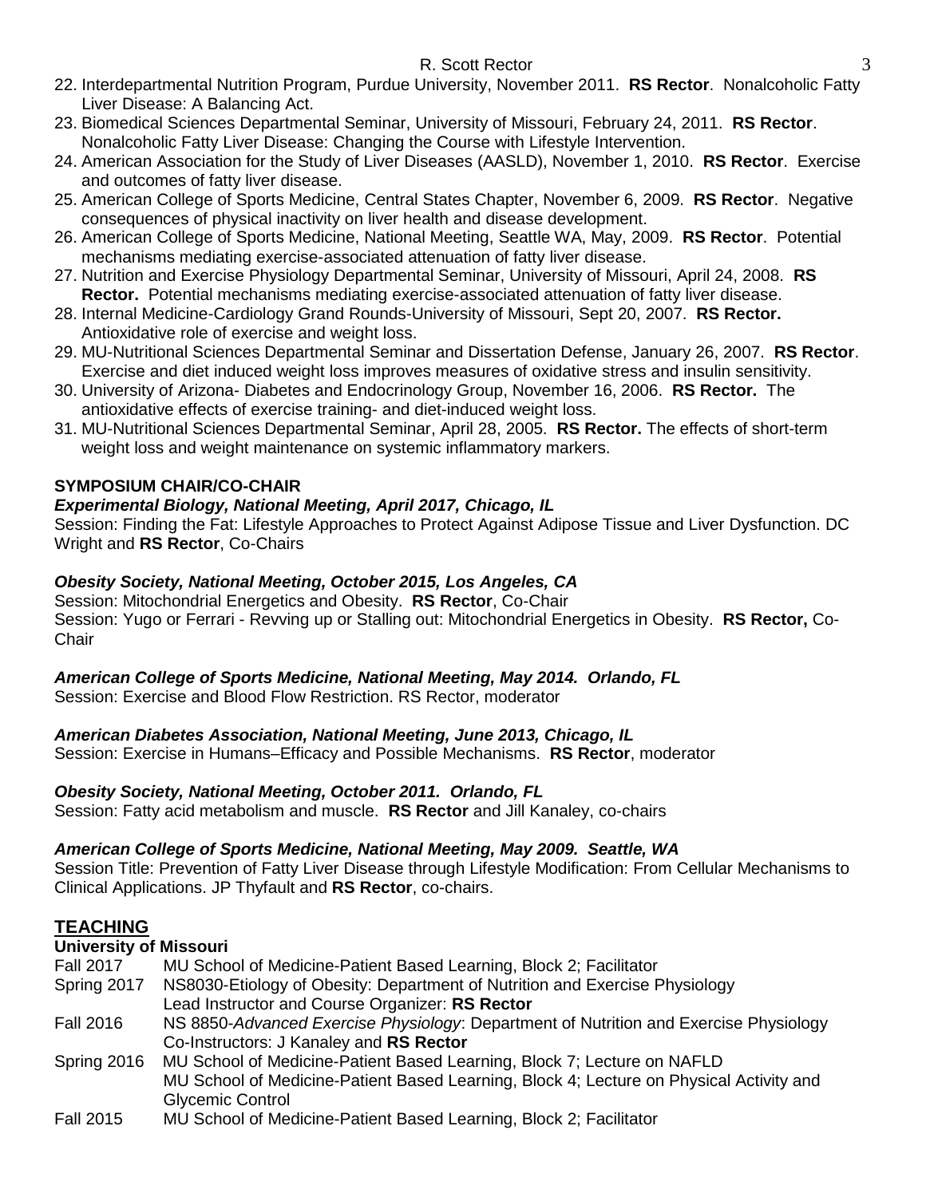22. Interdepartmental Nutrition Program, Purdue University, November 2011. **RS Rector**. Nonalcoholic Fatty Liver Disease: A Balancing Act.
23. Biomedical Sciences Departmental Seminar, University of Missouri, February 24, 2011. **RS Rector**. Nonalcoholic Fatty Liver Disease: Changing the Course with Lifestyle Intervention.
24. American Association for the Study of Liver Diseases (AASLD), November 1, 2010. **RS Rector**. Exercise and outcomes of fatty liver disease.
25. American College of Sports Medicine, Central States Chapter, November 6, 2009. **RS Rector**. Negative consequences of physical inactivity on liver health and disease development.
26. American College of Sports Medicine, National Meeting, Seattle WA, May, 2009. **RS Rector**. Potential mechanisms mediating exercise-associated attenuation of fatty liver disease.
27. Nutrition and Exercise Physiology Departmental Seminar, University of Missouri, April 24, 2008. **RS Rector.** Potential mechanisms mediating exercise-associated attenuation of fatty liver disease.
28. Internal Medicine-Cardiology Grand Rounds-University of Missouri, Sept 20, 2007. **RS Rector.** Antioxidative role of exercise and weight loss.
29. MU-Nutritional Sciences Departmental Seminar and Dissertation Defense, January 26, 2007. **RS Rector**. Exercise and diet induced weight loss improves measures of oxidative stress and insulin sensitivity.
30. University of Arizona- Diabetes and Endocrinology Group, November 16, 2006. **RS Rector.** The antioxidative effects of exercise training- and diet-induced weight loss.
31. MU-Nutritional Sciences Departmental Seminar, April 28, 2005. **RS Rector.** The effects of short-term weight loss and weight maintenance on systemic inflammatory markers.

**SYMPOSIUM CHAIR/CO-CHAIR**

***Experimental Biology, National Meeting, April 2017, Chicago, IL***
Session: Finding the Fat: Lifestyle Approaches to Protect Against Adipose Tissue and Liver Dysfunction. DC Wright and **RS Rector**, Co-Chairs

***Obesity Society, National Meeting, October 2015, Los Angeles, CA***
Session: Mitochondrial Energetics and Obesity. **RS Rector**, Co-Chair
Session: Yugo or Ferrari - Revving up or Stalling out: Mitochondrial Energetics in Obesity. **RS Rector,** Co-Chair

***American College of Sports Medicine, National Meeting, May 2014. Orlando, FL***
Session: Exercise and Blood Flow Restriction. RS Rector, moderator

***American Diabetes Association, National Meeting, June 2013, Chicago, IL***
Session: Exercise in Humans–Efficacy and Possible Mechanisms. **RS Rector**, moderator

***Obesity Society, National Meeting, October 2011. Orlando, FL***
Session: Fatty acid metabolism and muscle. **RS Rector** and Jill Kanaley, co-chairs

***American College of Sports Medicine, National Meeting, May 2009. Seattle, WA***
Session Title: Prevention of Fatty Liver Disease through Lifestyle Modification: From Cellular Mechanisms to Clinical Applications. JP Thyfault and **RS Rector**, co-chairs.

## TEACHING

**University of Missouri**

Fall 2017 — MU School of Medicine-Patient Based Learning, Block 2; Facilitator

Spring 2017 — NS8030-Etiology of Obesity: Department of Nutrition and Exercise Physiology
Lead Instructor and Course Organizer: **RS Rector**

Fall 2016 — NS 8850-*Advanced Exercise Physiology*: Department of Nutrition and Exercise Physiology
Co-Instructors: J Kanaley and **RS Rector**

Spring 2016 — MU School of Medicine-Patient Based Learning, Block 7; Lecture on NAFLD
MU School of Medicine-Patient Based Learning, Block 4; Lecture on Physical Activity and Glycemic Control

Fall 2015 — MU School of Medicine-Patient Based Learning, Block 2; Facilitator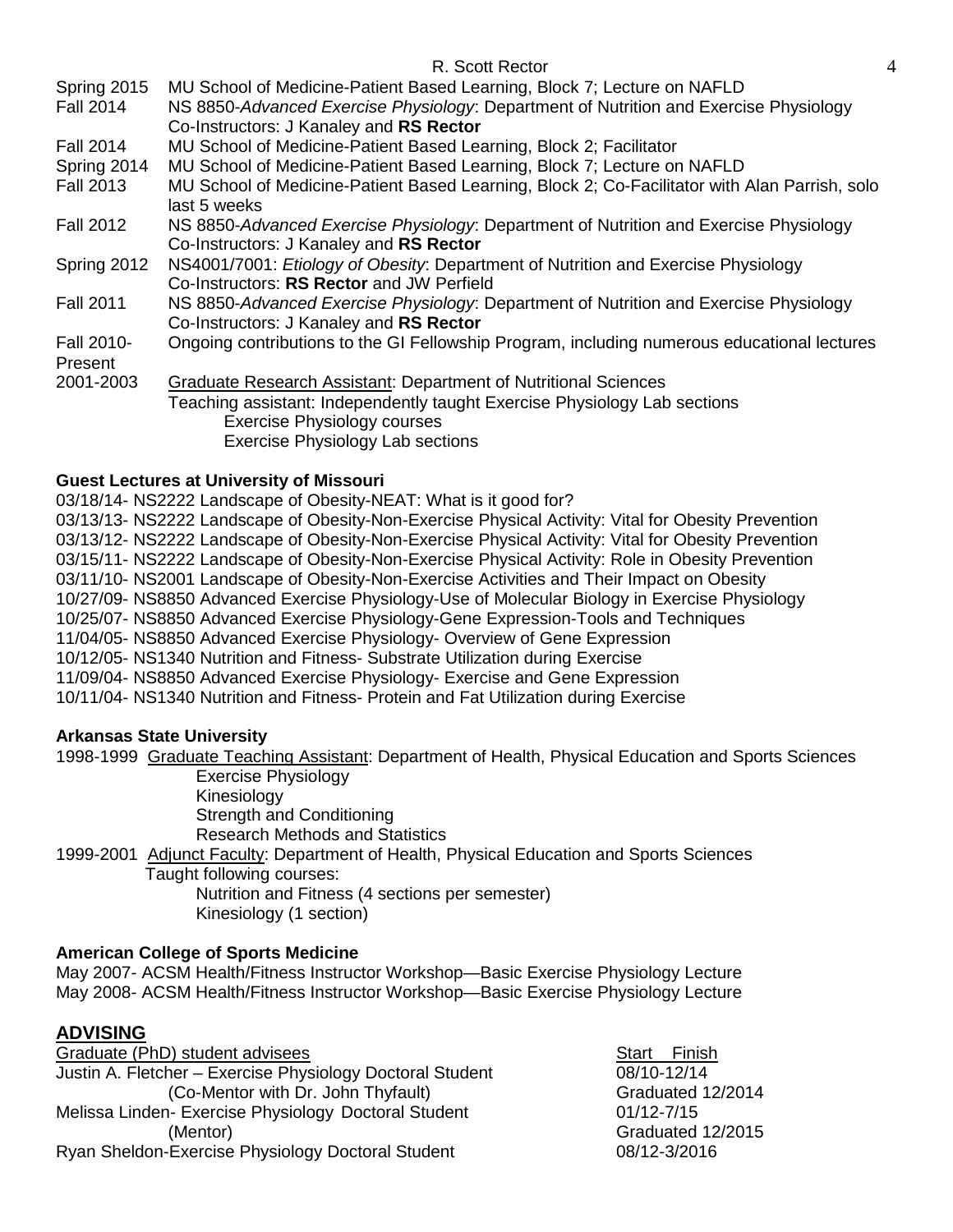| | |
|---|---|
| Spring 2015 | MU School of Medicine-Patient Based Learning, Block 7; Lecture on NAFLD |
| Fall 2014 | NS 8850-*Advanced Exercise Physiology*: Department of Nutrition and Exercise Physiology<br>Co-Instructors: J Kanaley and **RS Rector** |
| Fall 2014 | MU School of Medicine-Patient Based Learning, Block 2; Facilitator |
| Spring 2014 | MU School of Medicine-Patient Based Learning, Block 7; Lecture on NAFLD |
| Fall 2013 | MU School of Medicine-Patient Based Learning, Block 2; Co-Facilitator with Alan Parrish, solo last 5 weeks |
| Fall 2012 | NS 8850-*Advanced Exercise Physiology*: Department of Nutrition and Exercise Physiology<br>Co-Instructors: J Kanaley and **RS Rector** |
| Spring 2012 | NS4001/7001: *Etiology of Obesity*: Department of Nutrition and Exercise Physiology<br>Co-Instructors: **RS Rector** and JW Perfield |
| Fall 2011 | NS 8850-*Advanced Exercise Physiology*: Department of Nutrition and Exercise Physiology<br>Co-Instructors: J Kanaley and **RS Rector** |
| Fall 2010-Present | Ongoing contributions to the GI Fellowship Program, including numerous educational lectures |
| 2001-2003 | Graduate Research Assistant: Department of Nutritional Sciences<br>Teaching assistant: Independently taught Exercise Physiology Lab sections<br>Exercise Physiology courses<br>Exercise Physiology Lab sections |

**Guest Lectures at University of Missouri**

03/18/14- NS2222 Landscape of Obesity-NEAT: What is it good for?
03/13/13- NS2222 Landscape of Obesity-Non-Exercise Physical Activity: Vital for Obesity Prevention
03/13/12- NS2222 Landscape of Obesity-Non-Exercise Physical Activity: Vital for Obesity Prevention
03/15/11- NS2222 Landscape of Obesity-Non-Exercise Physical Activity: Role in Obesity Prevention
03/11/10- NS2001 Landscape of Obesity-Non-Exercise Activities and Their Impact on Obesity
10/27/09- NS8850 Advanced Exercise Physiology-Use of Molecular Biology in Exercise Physiology
10/25/07- NS8850 Advanced Exercise Physiology-Gene Expression-Tools and Techniques
11/04/05- NS8850 Advanced Exercise Physiology- Overview of Gene Expression
10/12/05- NS1340 Nutrition and Fitness- Substrate Utilization during Exercise
11/09/04- NS8850 Advanced Exercise Physiology- Exercise and Gene Expression
10/11/04- NS1340 Nutrition and Fitness- Protein and Fat Utilization during Exercise

**Arkansas State University**

1998-1999 Graduate Teaching Assistant: Department of Health, Physical Education and Sports Sciences
- Exercise Physiology
- Kinesiology
- Strength and Conditioning
- Research Methods and Statistics

1999-2001 Adjunct Faculty: Department of Health, Physical Education and Sports Sciences
Taught following courses:
- Nutrition and Fitness (4 sections per semester)
- Kinesiology (1 section)

**American College of Sports Medicine**

May 2007- ACSM Health/Fitness Instructor Workshop—Basic Exercise Physiology Lecture
May 2008- ACSM Health/Fitness Instructor Workshop—Basic Exercise Physiology Lecture

## ADVISING

| Graduate (PhD) student advisees | Start Finish |
|---|---|
| Justin A. Fletcher – Exercise Physiology Doctoral Student<br>(Co-Mentor with Dr. John Thyfault) | 08/10-12/14<br>Graduated 12/2014 |
| Melissa Linden- Exercise Physiology Doctoral Student<br>(Mentor) | 01/12-7/15<br>Graduated 12/2015 |
| Ryan Sheldon-Exercise Physiology Doctoral Student | 08/12-3/2016 |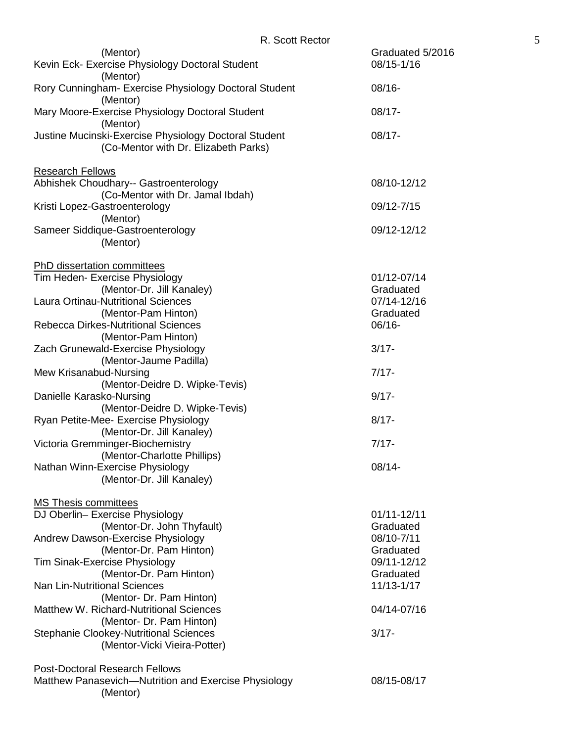(Mentor) Graduated 5/2016

Kevin Eck- Exercise Physiology Doctoral Student 08/15-1/16
(Mentor)

Rory Cunningham- Exercise Physiology Doctoral Student 08/16-
(Mentor)

Mary Moore-Exercise Physiology Doctoral Student 08/17-
(Mentor)

Justine Mucinski-Exercise Physiology Doctoral Student 08/17-
(Co-Mentor with Dr. Elizabeth Parks)

<u>Research Fellows</u>

Abhishek Choudhary-- Gastroenterology 08/10-12/12
(Co-Mentor with Dr. Jamal Ibdah)

Kristi Lopez-Gastroenterology 09/12-7/15
(Mentor)

Sameer Siddique-Gastroenterology 09/12-12/12
(Mentor)

<u>PhD dissertation committees</u>

Tim Heden- Exercise Physiology 01/12-07/14
(Mentor-Dr. Jill Kanaley) Graduated

Laura Ortinau-Nutritional Sciences 07/14-12/16
(Mentor-Pam Hinton) Graduated

Rebecca Dirkes-Nutritional Sciences 06/16-
(Mentor-Pam Hinton)

Zach Grunewald-Exercise Physiology 3/17-
(Mentor-Jaume Padilla)

Mew Krisanabud-Nursing 7/17-
(Mentor-Deidre D. Wipke-Tevis)

Danielle Karasko-Nursing 9/17-
(Mentor-Deidre D. Wipke-Tevis)

Ryan Petite-Mee- Exercise Physiology 8/17-
(Mentor-Dr. Jill Kanaley)

Victoria Gremminger-Biochemistry 7/17-
(Mentor-Charlotte Phillips)

Nathan Winn-Exercise Physiology 08/14-
(Mentor-Dr. Jill Kanaley)

<u>MS Thesis committees</u>

DJ Oberlin– Exercise Physiology 01/11-12/11
(Mentor-Dr. John Thyfault) Graduated

Andrew Dawson-Exercise Physiology 08/10-7/11
(Mentor-Dr. Pam Hinton) Graduated

Tim Sinak-Exercise Physiology 09/11-12/12
(Mentor-Dr. Pam Hinton) Graduated

Nan Lin-Nutritional Sciences 11/13-1/17
(Mentor- Dr. Pam Hinton)

Matthew W. Richard-Nutritional Sciences 04/14-07/16
(Mentor- Dr. Pam Hinton)

Stephanie Clookey-Nutritional Sciences 3/17-
(Mentor-Vicki Vieira-Potter)

<u>Post-Doctoral Research Fellows</u>

Matthew Panasevich—Nutrition and Exercise Physiology 08/15-08/17
(Mentor)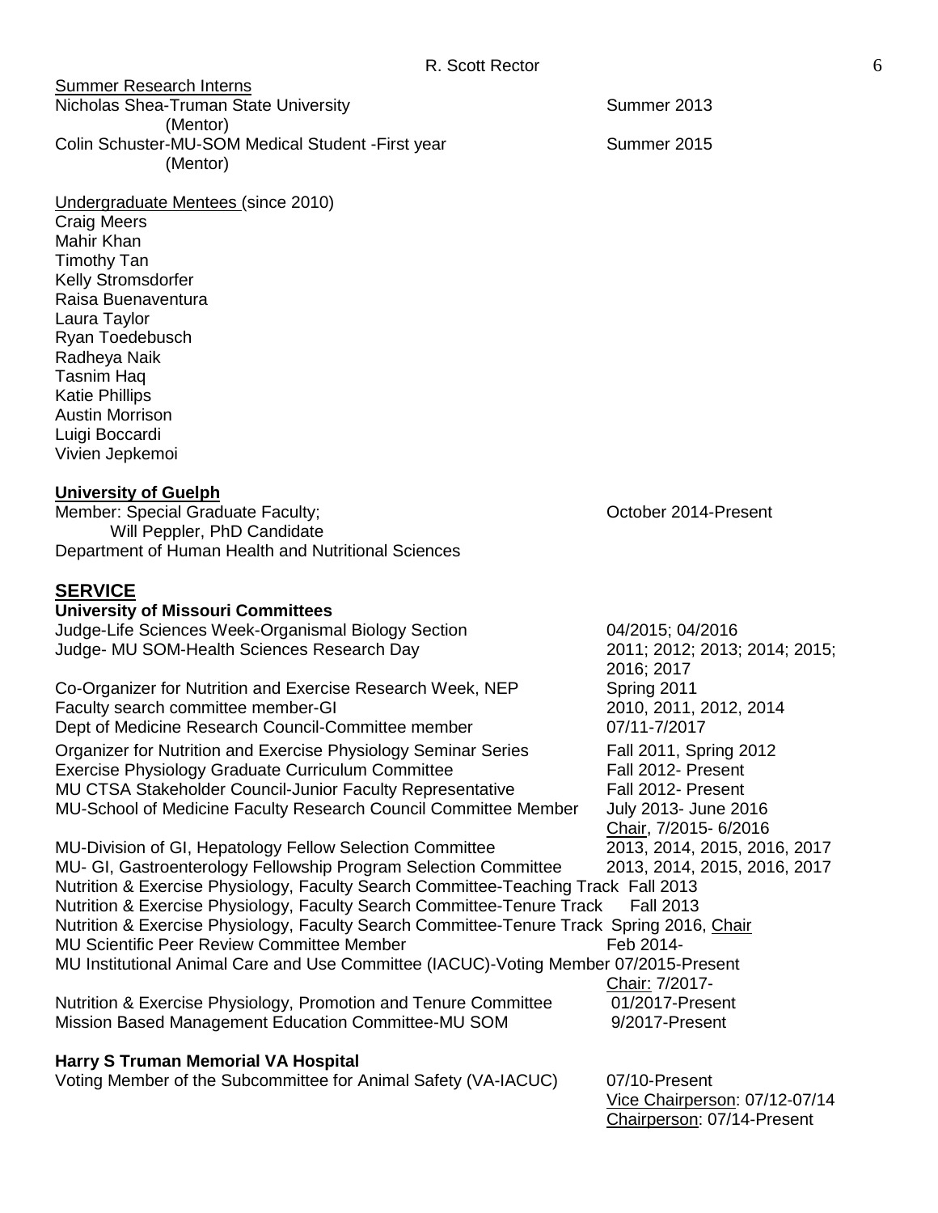Summer Research Interns

Nicholas Shea-Truman State University (Mentor) — Summer 2013

Colin Schuster-MU-SOM Medical Student -First year (Mentor) — Summer 2015

Undergraduate Mentees (since 2010)

Craig Meers
Mahir Khan
Timothy Tan
Kelly Stromsdorfer
Raisa Buenaventura
Laura Taylor
Ryan Toedebusch
Radheya Naik
Tasnim Haq
Katie Phillips
Austin Morrison
Luigi Boccardi
Vivien Jepkemoi

**University of Guelph**

Member: Special Graduate Faculty; — October 2014-Present
Will Peppler, PhD Candidate
Department of Human Health and Nutritional Sciences

## SERVICE

### University of Missouri Committees

| Committee | Dates |
|---|---|
| Judge-Life Sciences Week-Organismal Biology Section | 04/2015; 04/2016 |
| Judge- MU SOM-Health Sciences Research Day | 2011; 2012; 2013; 2014; 2015; 2016; 2017 |
| Co-Organizer for Nutrition and Exercise Research Week, NEP | Spring 2011 |
| Faculty search committee member-GI | 2010, 2011, 2012, 2014 |
| Dept of Medicine Research Council-Committee member | 07/11-7/2017 |
| Organizer for Nutrition and Exercise Physiology Seminar Series | Fall 2011, Spring 2012 |
| Exercise Physiology Graduate Curriculum Committee | Fall 2012- Present |
| MU CTSA Stakeholder Council-Junior Faculty Representative | Fall 2012- Present |
| MU-School of Medicine Faculty Research Council Committee Member | July 2013- June 2016; Chair, 7/2015- 6/2016 |
| MU-Division of GI, Hepatology Fellow Selection Committee | 2013, 2014, 2015, 2016, 2017 |
| MU- GI, Gastroenterology Fellowship Program Selection Committee | 2013, 2014, 2015, 2016, 2017 |
| Nutrition & Exercise Physiology, Faculty Search Committee-Teaching Track | Fall 2013 |
| Nutrition & Exercise Physiology, Faculty Search Committee-Tenure Track | Fall 2013 |
| Nutrition & Exercise Physiology, Faculty Search Committee-Tenure Track | Spring 2016, Chair |
| MU Scientific Peer Review Committee Member | Feb 2014- |
| MU Institutional Animal Care and Use Committee (IACUC)-Voting Member | 07/2015-Present; Chair: 7/2017- |
| Nutrition & Exercise Physiology, Promotion and Tenure Committee | 01/2017-Present |
| Mission Based Management Education Committee-MU SOM | 9/2017-Present |

### Harry S Truman Memorial VA Hospital

| Committee | Dates |
|---|---|
| Voting Member of the Subcommittee for Animal Safety (VA-IACUC) | 07/10-Present; Vice Chairperson: 07/12-07/14; Chairperson: 07/14-Present |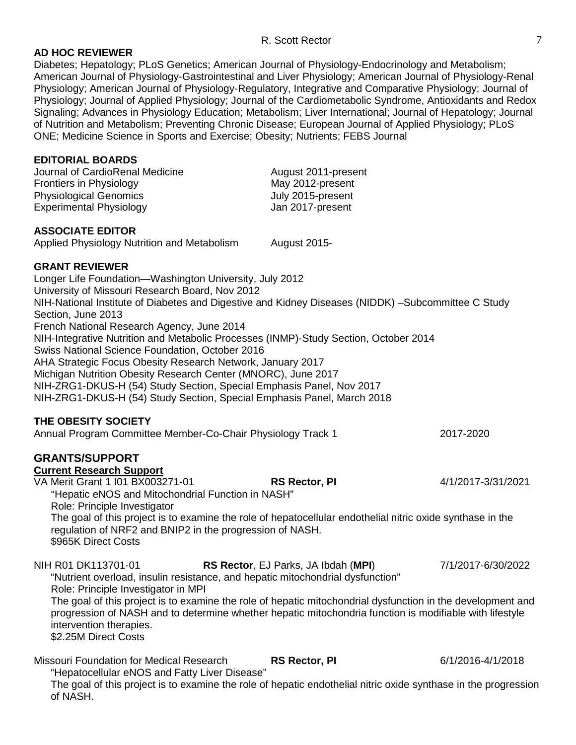**AD HOC REVIEWER**

Diabetes; Hepatology; PLoS Genetics; American Journal of Physiology-Endocrinology and Metabolism; American Journal of Physiology-Gastrointestinal and Liver Physiology; American Journal of Physiology-Renal Physiology; American Journal of Physiology-Regulatory, Integrative and Comparative Physiology; Journal of Physiology; Journal of Applied Physiology; Journal of the Cardiometabolic Syndrome, Antioxidants and Redox Signaling; Advances in Physiology Education; Metabolism; Liver International; Journal of Hepatology; Journal of Nutrition and Metabolism; Preventing Chronic Disease; European Journal of Applied Physiology; PLoS ONE; Medicine Science in Sports and Exercise; Obesity; Nutrients; FEBS Journal

**EDITORIAL BOARDS**

| | |
|---|---|
| Journal of CardioRenal Medicine | August 2011-present |
| Frontiers in Physiology | May 2012-present |
| Physiological Genomics | July 2015-present |
| Experimental Physiology | Jan 2017-present |

**ASSOCIATE EDITOR**

Applied Physiology Nutrition and Metabolism   August 2015-

**GRANT REVIEWER**

Longer Life Foundation—Washington University, July 2012
University of Missouri Research Board, Nov 2012
NIH-National Institute of Diabetes and Digestive and Kidney Diseases (NIDDK) –Subcommittee C Study Section, June 2013
French National Research Agency, June 2014
NIH-Integrative Nutrition and Metabolic Processes (INMP)-Study Section, October 2014
Swiss National Science Foundation, October 2016
AHA Strategic Focus Obesity Research Network, January 2017
Michigan Nutrition Obesity Research Center (MNORC), June 2017
NIH-ZRG1-DKUS-H (54) Study Section, Special Emphasis Panel, Nov 2017
NIH-ZRG1-DKUS-H (54) Study Section, Special Emphasis Panel, March 2018

**THE OBESITY SOCIETY**

Annual Program Committee Member-Co-Chair Physiology Track 1   2017-2020

## GRANTS/SUPPORT

**Current Research Support**

VA Merit Grant 1 I01 BX003271-01   **RS Rector, PI**   4/1/2017-3/31/2021

"Hepatic eNOS and Mitochondrial Function in NASH"
Role: Principle Investigator
The goal of this project is to examine the role of hepatocellular endothelial nitric oxide synthase in the regulation of NRF2 and BNIP2 in the progression of NASH.
\$965K Direct Costs

NIH R01 DK113701-01   **RS Rector**, EJ Parks, JA Ibdah (**MPI**)   7/1/2017-6/30/2022

"Nutrient overload, insulin resistance, and hepatic mitochondrial dysfunction"
Role: Principle Investigator in MPI
The goal of this project is to examine the role of hepatic mitochondrial dysfunction in the development and progression of NASH and to determine whether hepatic mitochondria function is modifiable with lifestyle intervention therapies.
\$2.25M Direct Costs

Missouri Foundation for Medical Research   **RS Rector, PI**   6/1/2016-4/1/2018

"Hepatocellular eNOS and Fatty Liver Disease"
The goal of this project is to examine the role of hepatic endothelial nitric oxide synthase in the progression of NASH.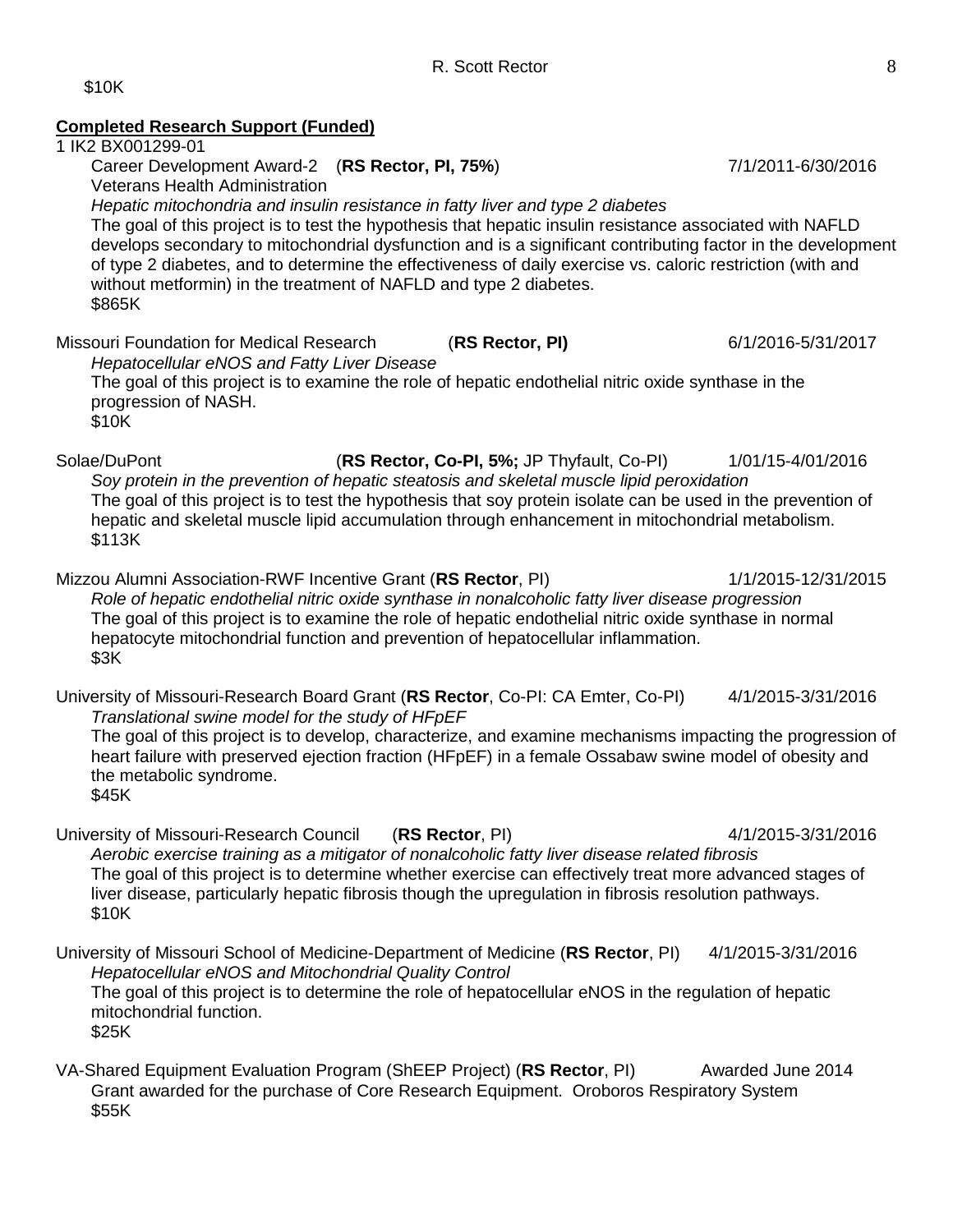$10K

**Completed Research Support (Funded)**

1 IK2 BX001299-01

Career Development Award-2 (**RS Rector, PI, 75%**) 7/1/2011-6/30/2016
Veterans Health Administration
*Hepatic mitochondria and insulin resistance in fatty liver and type 2 diabetes*
The goal of this project is to test the hypothesis that hepatic insulin resistance associated with NAFLD develops secondary to mitochondrial dysfunction and is a significant contributing factor in the development of type 2 diabetes, and to determine the effectiveness of daily exercise vs. caloric restriction (with and without metformin) in the treatment of NAFLD and type 2 diabetes.
$865K

Missouri Foundation for Medical Research (**RS Rector, PI)** 6/1/2016-5/31/2017
*Hepatocellular eNOS and Fatty Liver Disease*
The goal of this project is to examine the role of hepatic endothelial nitric oxide synthase in the progression of NASH.
$10K

Solae/DuPont (**RS Rector, Co-PI, 5%;** JP Thyfault, Co-PI) 1/01/15-4/01/2016
*Soy protein in the prevention of hepatic steatosis and skeletal muscle lipid peroxidation*
The goal of this project is to test the hypothesis that soy protein isolate can be used in the prevention of hepatic and skeletal muscle lipid accumulation through enhancement in mitochondrial metabolism.
$113K

Mizzou Alumni Association-RWF Incentive Grant (**RS Rector**, PI) 1/1/2015-12/31/2015
*Role of hepatic endothelial nitric oxide synthase in nonalcoholic fatty liver disease progression*
The goal of this project is to examine the role of hepatic endothelial nitric oxide synthase in normal hepatocyte mitochondrial function and prevention of hepatocellular inflammation.
$3K

University of Missouri-Research Board Grant (**RS Rector**, Co-PI: CA Emter, Co-PI) 4/1/2015-3/31/2016
*Translational swine model for the study of HFpEF*
The goal of this project is to develop, characterize, and examine mechanisms impacting the progression of heart failure with preserved ejection fraction (HFpEF) in a female Ossabaw swine model of obesity and the metabolic syndrome.
$45K

University of Missouri-Research Council (**RS Rector**, PI) 4/1/2015-3/31/2016
*Aerobic exercise training as a mitigator of nonalcoholic fatty liver disease related fibrosis*
The goal of this project is to determine whether exercise can effectively treat more advanced stages of liver disease, particularly hepatic fibrosis though the upregulation in fibrosis resolution pathways.
$10K

University of Missouri School of Medicine-Department of Medicine (**RS Rector**, PI) 4/1/2015-3/31/2016
*Hepatocellular eNOS and Mitochondrial Quality Control*
The goal of this project is to determine the role of hepatocellular eNOS in the regulation of hepatic mitochondrial function.
$25K

VA-Shared Equipment Evaluation Program (ShEEP Project) (**RS Rector**, PI) Awarded June 2014
Grant awarded for the purchase of Core Research Equipment. Oroboros Respiratory System
$55K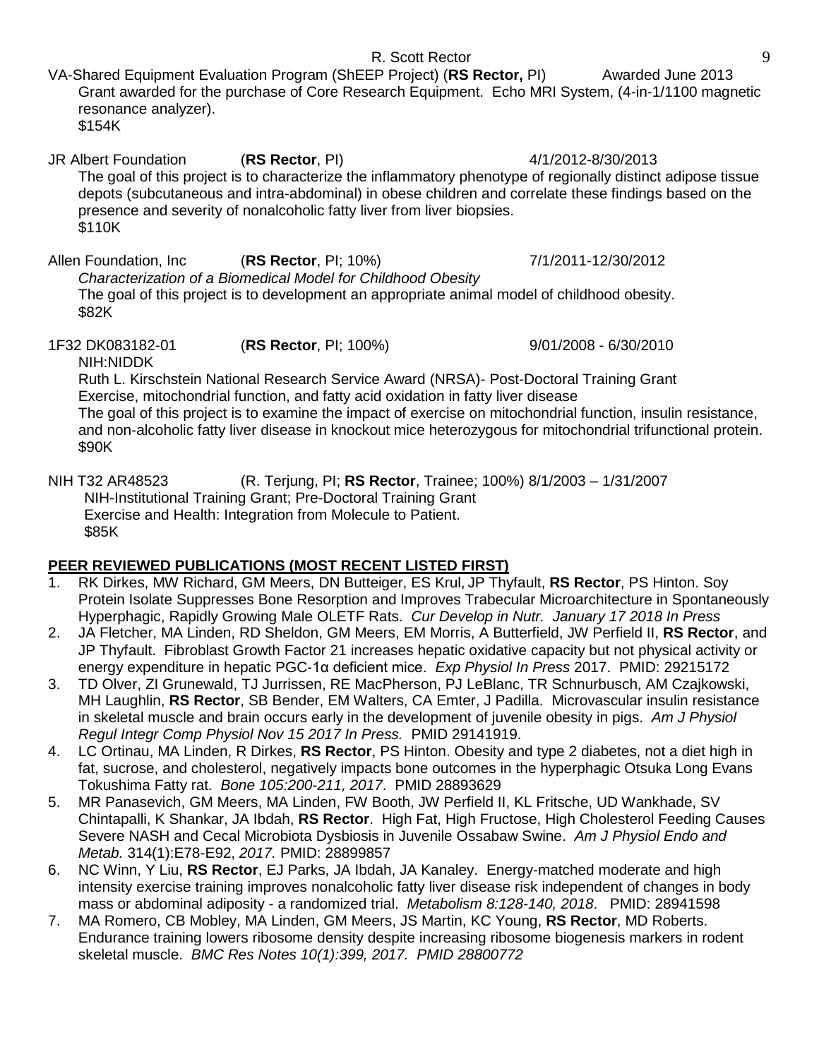VA-Shared Equipment Evaluation Program (ShEEP Project) (**RS Rector,** PI) Awarded June 2013
Grant awarded for the purchase of Core Research Equipment. Echo MRI System, (4-in-1/1100 magnetic resonance analyzer).
$154K

JR Albert Foundation (**RS Rector**, PI) 4/1/2012-8/30/2013
The goal of this project is to characterize the inflammatory phenotype of regionally distinct adipose tissue depots (subcutaneous and intra-abdominal) in obese children and correlate these findings based on the presence and severity of nonalcoholic fatty liver from liver biopsies.
$110K

Allen Foundation, Inc (**RS Rector**, PI; 10%) 7/1/2011-12/30/2012
*Characterization of a Biomedical Model for Childhood Obesity*
The goal of this project is to development an appropriate animal model of childhood obesity.
$82K

1F32 DK083182-01 (**RS Rector**, PI; 100%) 9/01/2008 - 6/30/2010
NIH:NIDDK
Ruth L. Kirschstein National Research Service Award (NRSA)- Post-Doctoral Training Grant
Exercise, mitochondrial function, and fatty acid oxidation in fatty liver disease
The goal of this project is to examine the impact of exercise on mitochondrial function, insulin resistance, and non-alcoholic fatty liver disease in knockout mice heterozygous for mitochondrial trifunctional protein.
$90K

NIH T32 AR48523 (R. Terjung, PI; **RS Rector**, Trainee; 100%) 8/1/2003 – 1/31/2007
NIH-Institutional Training Grant; Pre-Doctoral Training Grant
Exercise and Health: Integration from Molecule to Patient.
$85K

## PEER REVIEWED PUBLICATIONS (MOST RECENT LISTED FIRST)

1. RK Dirkes, MW Richard, GM Meers, DN Butteiger, ES Krul, JP Thyfault, **RS Rector**, PS Hinton. Soy Protein Isolate Suppresses Bone Resorption and Improves Trabecular Microarchitecture in Spontaneously Hyperphagic, Rapidly Growing Male OLETF Rats. *Cur Develop in Nutr. January 17 2018 In Press*
2. JA Fletcher, MA Linden, RD Sheldon, GM Meers, EM Morris, A Butterfield, JW Perfield II, **RS Rector**, and JP Thyfault. Fibroblast Growth Factor 21 increases hepatic oxidative capacity but not physical activity or energy expenditure in hepatic PGC-1α deficient mice. *Exp Physiol In Press* 2017. PMID: 29215172
3. TD Olver, ZI Grunewald, TJ Jurrissen, RE MacPherson, PJ LeBlanc, TR Schnurbusch, AM Czajkowski, MH Laughlin, **RS Rector**, SB Bender, EM Walters, CA Emter, J Padilla. Microvascular insulin resistance in skeletal muscle and brain occurs early in the development of juvenile obesity in pigs. *Am J Physiol Regul Integr Comp Physiol Nov 15 2017 In Press.* PMID 29141919.
4. LC Ortinau, MA Linden, R Dirkes, **RS Rector**, PS Hinton. Obesity and type 2 diabetes, not a diet high in fat, sucrose, and cholesterol, negatively impacts bone outcomes in the hyperphagic Otsuka Long Evans Tokushima Fatty rat. *Bone 105:200-211, 2017*. PMID 28893629
5. MR Panasevich, GM Meers, MA Linden, FW Booth, JW Perfield II, KL Fritsche, UD Wankhade, SV Chintapalli, K Shankar, JA Ibdah, **RS Rector**. High Fat, High Fructose, High Cholesterol Feeding Causes Severe NASH and Cecal Microbiota Dysbiosis in Juvenile Ossabaw Swine. *Am J Physiol Endo and Metab.* 314(1):E78-E92, *2017.* PMID: 28899857
6. NC Winn, Y Liu, **RS Rector**, EJ Parks, JA Ibdah, JA Kanaley. Energy-matched moderate and high intensity exercise training improves nonalcoholic fatty liver disease risk independent of changes in body mass or abdominal adiposity - a randomized trial. *Metabolism 8:128-140, 2018*. PMID: 28941598
7. MA Romero, CB Mobley, MA Linden, GM Meers, JS Martin, KC Young, **RS Rector**, MD Roberts. Endurance training lowers ribosome density despite increasing ribosome biogenesis markers in rodent skeletal muscle. *BMC Res Notes 10(1):399, 2017. PMID 28800772*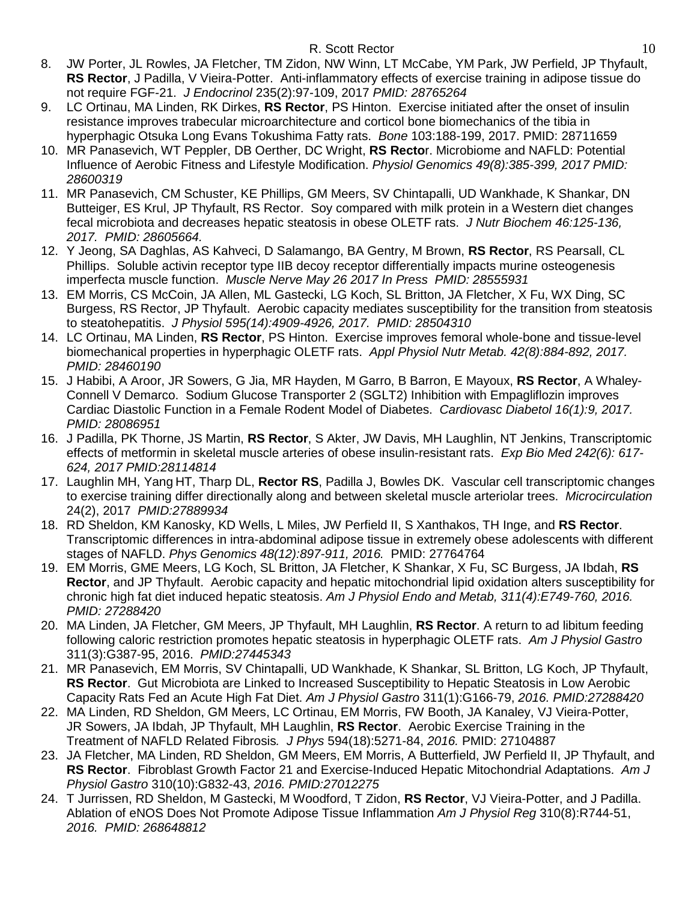8. JW Porter, JL Rowles, JA Fletcher, TM Zidon, NW Winn, LT McCabe, YM Park, JW Perfield, JP Thyfault, **RS Rector**, J Padilla, V Vieira-Potter. Anti-inflammatory effects of exercise training in adipose tissue do not require FGF-21. *J Endocrinol* 235(2):97-109, 2017 *PMID: 28765264*
9. LC Ortinau, MA Linden, RK Dirkes, **RS Rector**, PS Hinton. Exercise initiated after the onset of insulin resistance improves trabecular microarchitecture and corticol bone biomechanics of the tibia in hyperphagic Otsuka Long Evans Tokushima Fatty rats. *Bone* 103:188-199, 2017. PMID: 28711659
10. MR Panasevich, WT Peppler, DB Oerther, DC Wright, **RS Recto**r. Microbiome and NAFLD: Potential Influence of Aerobic Fitness and Lifestyle Modification. *Physiol Genomics 49(8):385-399, 2017 PMID: 28600319*
11. MR Panasevich, CM Schuster, KE Phillips, GM Meers, SV Chintapalli, UD Wankhade, K Shankar, DN Butteiger, ES Krul, JP Thyfault, RS Rector. Soy compared with milk protein in a Western diet changes fecal microbiota and decreases hepatic steatosis in obese OLETF rats. *J Nutr Biochem 46:125-136, 2017. PMID: 28605664.*
12. Y Jeong, SA Daghlas, AS Kahveci, D Salamango, BA Gentry, M Brown, **RS Rector**, RS Pearsall, CL Phillips. Soluble activin receptor type IIB decoy receptor differentially impacts murine osteogenesis imperfecta muscle function. *Muscle Nerve May 26 2017 In Press PMID: 28555931*
13. EM Morris, CS McCoin, JA Allen, ML Gastecki, LG Koch, SL Britton, JA Fletcher, X Fu, WX Ding, SC Burgess, RS Rector, JP Thyfault. Aerobic capacity mediates susceptibility for the transition from steatosis to steatohepatitis. *J Physiol 595(14):4909-4926, 2017. PMID: 28504310*
14. LC Ortinau, MA Linden, **RS Rector**, PS Hinton. Exercise improves femoral whole-bone and tissue-level biomechanical properties in hyperphagic OLETF rats. *Appl Physiol Nutr Metab. 42(8):884-892, 2017. PMID: 28460190*
15. J Habibi, A Aroor, JR Sowers, G Jia, MR Hayden, M Garro, B Barron, E Mayoux, **RS Rector**, A Whaley-Connell V Demarco. Sodium Glucose Transporter 2 (SGLT2) Inhibition with Empagliflozin improves Cardiac Diastolic Function in a Female Rodent Model of Diabetes. *Cardiovasc Diabetol 16(1):9, 2017. PMID: 28086951*
16. J Padilla, PK Thorne, JS Martin, **RS Rector**, S Akter, JW Davis, MH Laughlin, NT Jenkins, Transcriptomic effects of metformin in skeletal muscle arteries of obese insulin-resistant rats. *Exp Bio Med 242(6): 617-624, 2017 PMID:28114814*
17. Laughlin MH, Yang HT, Tharp DL, **Rector RS**, Padilla J, Bowles DK. Vascular cell transcriptomic changes to exercise training differ directionally along and between skeletal muscle arteriolar trees. *Microcirculation* 24(2), 2017 *PMID:27889934*
18. RD Sheldon, KM Kanosky, KD Wells, L Miles, JW Perfield II, S Xanthakos, TH Inge, and **RS Rector**. Transcriptomic differences in intra-abdominal adipose tissue in extremely obese adolescents with different stages of NAFLD. *Phys Genomics 48(12):897-911, 2016.* PMID: 27764764
19. EM Morris, GME Meers, LG Koch, SL Britton, JA Fletcher, K Shankar, X Fu, SC Burgess, JA Ibdah, **RS Rector**, and JP Thyfault. Aerobic capacity and hepatic mitochondrial lipid oxidation alters susceptibility for chronic high fat diet induced hepatic steatosis. *Am J Physiol Endo and Metab, 311(4):E749-760, 2016. PMID: 27288420*
20. MA Linden, JA Fletcher, GM Meers, JP Thyfault, MH Laughlin, **RS Rector**. A return to ad libitum feeding following caloric restriction promotes hepatic steatosis in hyperphagic OLETF rats. *Am J Physiol Gastro* 311(3):G387-95, 2016. *PMID:27445343*
21. MR Panasevich, EM Morris, SV Chintapalli, UD Wankhade, K Shankar, SL Britton, LG Koch, JP Thyfault, **RS Rector**. Gut Microbiota are Linked to Increased Susceptibility to Hepatic Steatosis in Low Aerobic Capacity Rats Fed an Acute High Fat Diet. *Am J Physiol Gastro* 311(1):G166-79, *2016. PMID:27288420*
22. MA Linden, RD Sheldon, GM Meers, LC Ortinau, EM Morris, FW Booth, JA Kanaley, VJ Vieira-Potter, JR Sowers, JA Ibdah, JP Thyfault, MH Laughlin, **RS Rector**. Aerobic Exercise Training in the Treatment of NAFLD Related Fibrosis*. J Phys* 594(18):5271-84, *2016.* PMID: 27104887
23. JA Fletcher, MA Linden, RD Sheldon, GM Meers, EM Morris, A Butterfield, JW Perfield II, JP Thyfault, and **RS Rector**. Fibroblast Growth Factor 21 and Exercise-Induced Hepatic Mitochondrial Adaptations. *Am J Physiol Gastro* 310(10):G832-43, *2016. PMID:27012275*
24. T Jurrissen, RD Sheldon, M Gastecki, M Woodford, T Zidon, **RS Rector**, VJ Vieira-Potter, and J Padilla. Ablation of eNOS Does Not Promote Adipose Tissue Inflammation *Am J Physiol Reg* 310(8):R744-51, *2016. PMID: 268648812*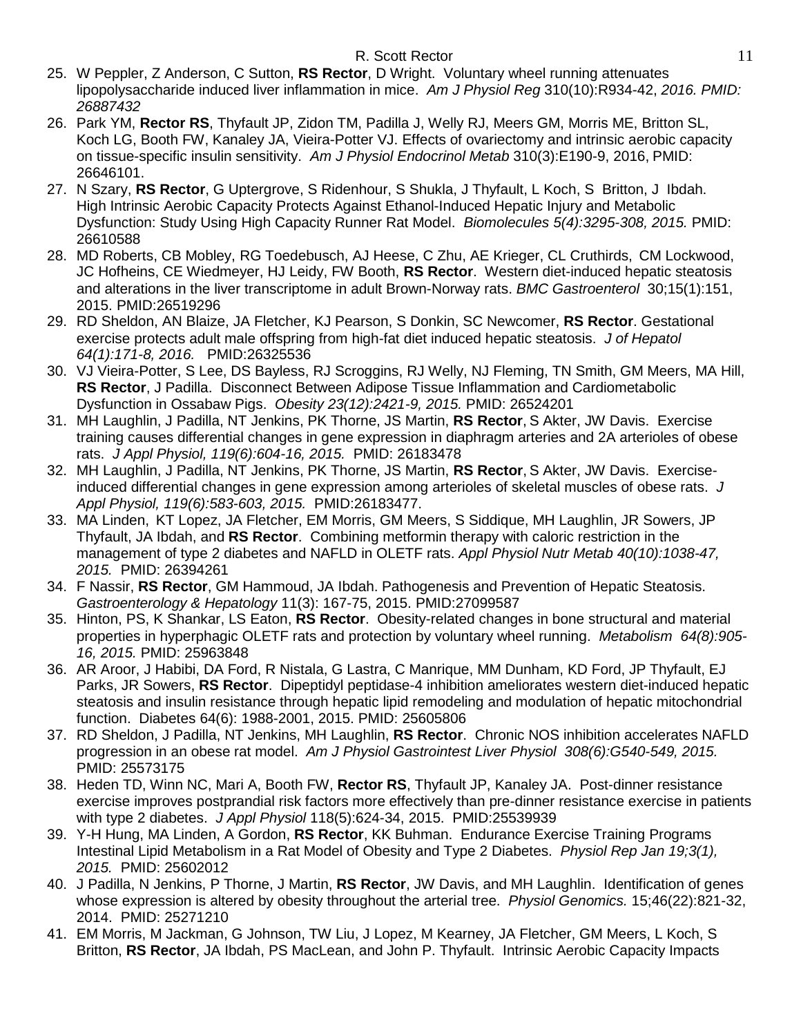25. W Peppler, Z Anderson, C Sutton, **RS Rector**, D Wright. Voluntary wheel running attenuates lipopolysaccharide induced liver inflammation in mice. *Am J Physiol Reg* 310(10):R934-42, *2016. PMID: 26887432*
26. Park YM, **Rector RS**, Thyfault JP, Zidon TM, Padilla J, Welly RJ, Meers GM, Morris ME, Britton SL, Koch LG, Booth FW, Kanaley JA, Vieira-Potter VJ. Effects of ovariectomy and intrinsic aerobic capacity on tissue-specific insulin sensitivity. *Am J Physiol Endocrinol Metab* 310(3):E190-9, 2016, PMID: 26646101.
27. N Szary, **RS Rector**, G Uptergrove, S Ridenhour, S Shukla, J Thyfault, L Koch, S Britton, J Ibdah. High Intrinsic Aerobic Capacity Protects Against Ethanol-Induced Hepatic Injury and Metabolic Dysfunction: Study Using High Capacity Runner Rat Model. *Biomolecules 5(4):3295-308, 2015.* PMID: 26610588
28. MD Roberts, CB Mobley, RG Toedebusch, AJ Heese, C Zhu, AE Krieger, CL Cruthirds, CM Lockwood, JC Hofheins, CE Wiedmeyer, HJ Leidy, FW Booth, **RS Rector**. Western diet-induced hepatic steatosis and alterations in the liver transcriptome in adult Brown-Norway rats. *BMC Gastroenterol* 30;15(1):151, 2015. PMID:26519296
29. RD Sheldon, AN Blaize, JA Fletcher, KJ Pearson, S Donkin, SC Newcomer, **RS Rector**. Gestational exercise protects adult male offspring from high-fat diet induced hepatic steatosis. *J of Hepatol 64(1):171-8, 2016.* PMID:26325536
30. VJ Vieira-Potter, S Lee, DS Bayless, RJ Scroggins, RJ Welly, NJ Fleming, TN Smith, GM Meers, MA Hill, **RS Rector**, J Padilla. Disconnect Between Adipose Tissue Inflammation and Cardiometabolic Dysfunction in Ossabaw Pigs. *Obesity 23(12):2421-9, 2015.* PMID: 26524201
31. MH Laughlin, J Padilla, NT Jenkins, PK Thorne, JS Martin, **RS Rector**, S Akter, JW Davis. Exercise training causes differential changes in gene expression in diaphragm arteries and 2A arterioles of obese rats. *J Appl Physiol, 119(6):604-16, 2015.* PMID: 26183478
32. MH Laughlin, J Padilla, NT Jenkins, PK Thorne, JS Martin, **RS Rector**, S Akter, JW Davis. Exercise-induced differential changes in gene expression among arterioles of skeletal muscles of obese rats. *J Appl Physiol, 119(6):583-603, 2015.* PMID:26183477.
33. MA Linden, KT Lopez, JA Fletcher, EM Morris, GM Meers, S Siddique, MH Laughlin, JR Sowers, JP Thyfault, JA Ibdah, and **RS Rector**. Combining metformin therapy with caloric restriction in the management of type 2 diabetes and NAFLD in OLETF rats. *Appl Physiol Nutr Metab 40(10):1038-47, 2015.* PMID: 26394261
34. F Nassir, **RS Rector**, GM Hammoud, JA Ibdah. Pathogenesis and Prevention of Hepatic Steatosis. *Gastroenterology & Hepatology* 11(3): 167-75, 2015. PMID:27099587
35. Hinton, PS, K Shankar, LS Eaton, **RS Rector**. Obesity-related changes in bone structural and material properties in hyperphagic OLETF rats and protection by voluntary wheel running. *Metabolism 64(8):905-16, 2015.* PMID: 25963848
36. AR Aroor, J Habibi, DA Ford, R Nistala, G Lastra, C Manrique, MM Dunham, KD Ford, JP Thyfault, EJ Parks, JR Sowers, **RS Rector**. Dipeptidyl peptidase-4 inhibition ameliorates western diet-induced hepatic steatosis and insulin resistance through hepatic lipid remodeling and modulation of hepatic mitochondrial function. Diabetes 64(6): 1988-2001, 2015. PMID: 25605806
37. RD Sheldon, J Padilla, NT Jenkins, MH Laughlin, **RS Rector**. Chronic NOS inhibition accelerates NAFLD progression in an obese rat model. *Am J Physiol Gastrointest Liver Physiol 308(6):G540-549, 2015.* PMID: 25573175
38. Heden TD, Winn NC, Mari A, Booth FW, **Rector RS**, Thyfault JP, Kanaley JA. Post-dinner resistance exercise improves postprandial risk factors more effectively than pre-dinner resistance exercise in patients with type 2 diabetes. *J Appl Physiol* 118(5):624-34, 2015. PMID:25539939
39. Y-H Hung, MA Linden, A Gordon, **RS Rector**, KK Buhman. Endurance Exercise Training Programs Intestinal Lipid Metabolism in a Rat Model of Obesity and Type 2 Diabetes. *Physiol Rep Jan 19;3(1), 2015.* PMID: 25602012
40. J Padilla, N Jenkins, P Thorne, J Martin, **RS Rector**, JW Davis, and MH Laughlin. Identification of genes whose expression is altered by obesity throughout the arterial tree. *Physiol Genomics.* 15;46(22):821-32, 2014. PMID: 25271210
41. EM Morris, M Jackman, G Johnson, TW Liu, J Lopez, M Kearney, JA Fletcher, GM Meers, L Koch, S Britton, **RS Rector**, JA Ibdah, PS MacLean, and John P. Thyfault. Intrinsic Aerobic Capacity Impacts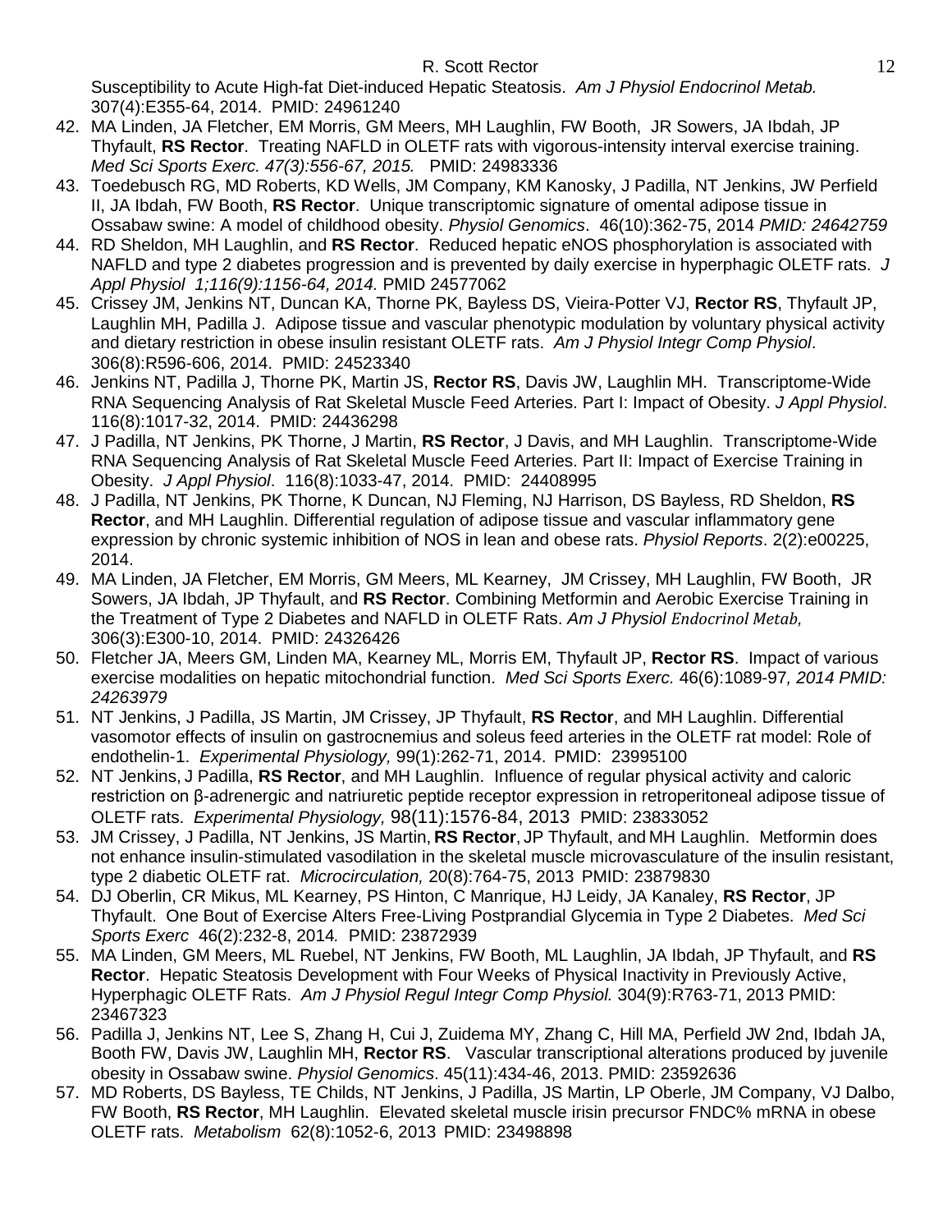Susceptibility to Acute High-fat Diet-induced Hepatic Steatosis. *Am J Physiol Endocrinol Metab.* 307(4):E355-64, 2014. PMID: 24961240

42. MA Linden, JA Fletcher, EM Morris, GM Meers, MH Laughlin, FW Booth, JR Sowers, JA Ibdah, JP Thyfault, **RS Rector**. Treating NAFLD in OLETF rats with vigorous-intensity interval exercise training. *Med Sci Sports Exerc. 47(3):556-67, 2015.* PMID: 24983336
43. Toedebusch RG, MD Roberts, KD Wells, JM Company, KM Kanosky, J Padilla, NT Jenkins, JW Perfield II, JA Ibdah, FW Booth, **RS Rector**. Unique transcriptomic signature of omental adipose tissue in Ossabaw swine: A model of childhood obesity. *Physiol Genomics*. 46(10):362-75, 2014 *PMID: 24642759*
44. RD Sheldon, MH Laughlin, and **RS Rector**. Reduced hepatic eNOS phosphorylation is associated with NAFLD and type 2 diabetes progression and is prevented by daily exercise in hyperphagic OLETF rats. *J Appl Physiol 1;116(9):1156-64, 2014.* PMID 24577062
45. Crissey JM, Jenkins NT, Duncan KA, Thorne PK, Bayless DS, Vieira-Potter VJ, **Rector RS**, Thyfault JP, Laughlin MH, Padilla J. Adipose tissue and vascular phenotypic modulation by voluntary physical activity and dietary restriction in obese insulin resistant OLETF rats. *Am J Physiol Integr Comp Physiol*. 306(8):R596-606, 2014. PMID: 24523340
46. Jenkins NT, Padilla J, Thorne PK, Martin JS, **Rector RS**, Davis JW, Laughlin MH. Transcriptome-Wide RNA Sequencing Analysis of Rat Skeletal Muscle Feed Arteries. Part I: Impact of Obesity. *J Appl Physiol*. 116(8):1017-32, 2014. PMID: 24436298
47. J Padilla, NT Jenkins, PK Thorne, J Martin, **RS Rector**, J Davis, and MH Laughlin. Transcriptome-Wide RNA Sequencing Analysis of Rat Skeletal Muscle Feed Arteries. Part II: Impact of Exercise Training in Obesity. *J Appl Physiol*. 116(8):1033-47, 2014. PMID: 24408995
48. J Padilla, NT Jenkins, PK Thorne, K Duncan, NJ Fleming, NJ Harrison, DS Bayless, RD Sheldon, **RS Rector**, and MH Laughlin. Differential regulation of adipose tissue and vascular inflammatory gene expression by chronic systemic inhibition of NOS in lean and obese rats. *Physiol Reports*. 2(2):e00225, 2014.
49. MA Linden, JA Fletcher, EM Morris, GM Meers, ML Kearney, JM Crissey, MH Laughlin, FW Booth, JR Sowers, JA Ibdah, JP Thyfault, and **RS Rector**. Combining Metformin and Aerobic Exercise Training in the Treatment of Type 2 Diabetes and NAFLD in OLETF Rats. *Am J Physiol Endocrinol Metab,* 306(3):E300-10, 2014. PMID: 24326426
50. Fletcher JA, Meers GM, Linden MA, Kearney ML, Morris EM, Thyfault JP, **Rector RS**. Impact of various exercise modalities on hepatic mitochondrial function. *Med Sci Sports Exerc.* 46(6):1089-97*, 2014 PMID: 24263979*
51. NT Jenkins, J Padilla, JS Martin, JM Crissey, JP Thyfault, **RS Rector**, and MH Laughlin. Differential vasomotor effects of insulin on gastrocnemius and soleus feed arteries in the OLETF rat model: Role of endothelin-1. *Experimental Physiology,* 99(1):262-71, 2014. PMID: 23995100
52. NT Jenkins, J Padilla, **RS Rector**, and MH Laughlin. Influence of regular physical activity and caloric restriction on β-adrenergic and natriuretic peptide receptor expression in retroperitoneal adipose tissue of OLETF rats. *Experimental Physiology,* 98(11):1576-84, 2013 PMID: 23833052
53. JM Crissey, J Padilla, NT Jenkins, JS Martin, **RS Rector**, JP Thyfault, and MH Laughlin. Metformin does not enhance insulin-stimulated vasodilation in the skeletal muscle microvasculature of the insulin resistant, type 2 diabetic OLETF rat. *Microcirculation,* 20(8):764-75, 2013 PMID: 23879830
54. DJ Oberlin, CR Mikus, ML Kearney, PS Hinton, C Manrique, HJ Leidy, JA Kanaley, **RS Rector**, JP Thyfault. One Bout of Exercise Alters Free-Living Postprandial Glycemia in Type 2 Diabetes. *Med Sci Sports Exerc* 46(2):232-8, 2014*.* PMID: 23872939
55. MA Linden, GM Meers, ML Ruebel, NT Jenkins, FW Booth, ML Laughlin, JA Ibdah, JP Thyfault, and **RS Rector**. Hepatic Steatosis Development with Four Weeks of Physical Inactivity in Previously Active, Hyperphagic OLETF Rats. *Am J Physiol Regul Integr Comp Physiol.* 304(9):R763-71, 2013 PMID: 23467323
56. Padilla J, Jenkins NT, Lee S, Zhang H, Cui J, Zuidema MY, Zhang C, Hill MA, Perfield JW 2nd, Ibdah JA, Booth FW, Davis JW, Laughlin MH, **Rector RS**. Vascular transcriptional alterations produced by juvenile obesity in Ossabaw swine. *Physiol Genomics*. 45(11):434-46, 2013. PMID: 23592636
57. MD Roberts, DS Bayless, TE Childs, NT Jenkins, J Padilla, JS Martin, LP Oberle, JM Company, VJ Dalbo, FW Booth, **RS Rector**, MH Laughlin. Elevated skeletal muscle irisin precursor FNDC% mRNA in obese OLETF rats. *Metabolism* 62(8):1052-6, 2013 PMID: 23498898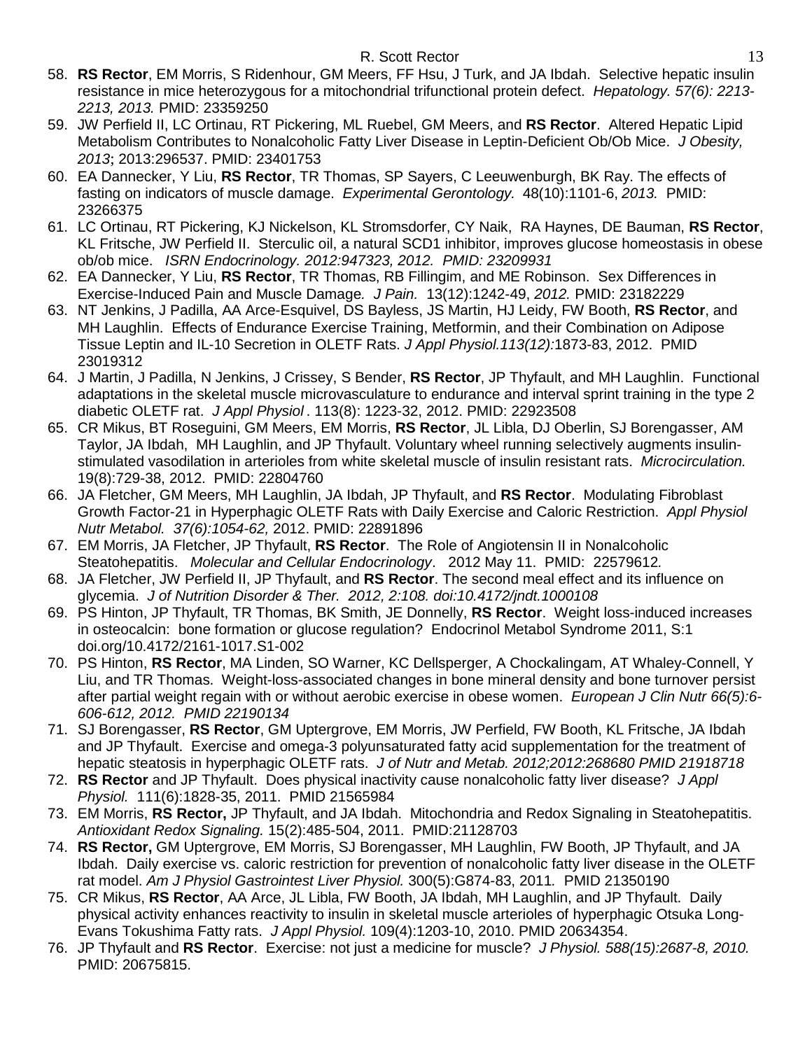58. **RS Rector**, EM Morris, S Ridenhour, GM Meers, FF Hsu, J Turk, and JA Ibdah. Selective hepatic insulin resistance in mice heterozygous for a mitochondrial trifunctional protein defect. *Hepatology. 57(6): 2213-2213, 2013.* PMID: 23359250
59. JW Perfield II, LC Ortinau, RT Pickering, ML Ruebel, GM Meers, and **RS Rector**. Altered Hepatic Lipid Metabolism Contributes to Nonalcoholic Fatty Liver Disease in Leptin-Deficient Ob/Ob Mice. *J Obesity, 2013*; 2013:296537. PMID: 23401753
60. EA Dannecker, Y Liu, **RS Rector**, TR Thomas, SP Sayers, C Leeuwenburgh, BK Ray. The effects of fasting on indicators of muscle damage. *Experimental Gerontology.* 48(10):1101-6, *2013.* PMID: 23266375
61. LC Ortinau, RT Pickering, KJ Nickelson, KL Stromsdorfer, CY Naik, RA Haynes, DE Bauman, **RS Rector**, KL Fritsche, JW Perfield II. Sterculic oil, a natural SCD1 inhibitor, improves glucose homeostasis in obese ob/ob mice. *ISRN Endocrinology. 2012:947323, 2012. PMID: 23209931*
62. EA Dannecker, Y Liu, **RS Rector**, TR Thomas, RB Fillingim, and ME Robinson. Sex Differences in Exercise-Induced Pain and Muscle Damage*. J Pain.* 13(12):1242-49, *2012.* PMID: 23182229
63. NT Jenkins, J Padilla, AA Arce-Esquivel, DS Bayless, JS Martin, HJ Leidy, FW Booth, **RS Rector**, and MH Laughlin. Effects of Endurance Exercise Training, Metformin, and their Combination on Adipose Tissue Leptin and IL-10 Secretion in OLETF Rats. *J Appl Physiol.113(12):*1873-83, 2012. PMID 23019312
64. J Martin, J Padilla, N Jenkins, J Crissey, S Bender, **RS Rector**, JP Thyfault, and MH Laughlin. Functional adaptations in the skeletal muscle microvasculature to endurance and interval sprint training in the type 2 diabetic OLETF rat. *J Appl Physiol* . 113(8): 1223-32, 2012. PMID: 22923508
65. CR Mikus, BT Roseguini, GM Meers, EM Morris, **RS Rector**, JL Libla, DJ Oberlin, SJ Borengasser, AM Taylor, JA Ibdah, MH Laughlin, and JP Thyfault. Voluntary wheel running selectively augments insulin-stimulated vasodilation in arterioles from white skeletal muscle of insulin resistant rats. *Microcirculation.* 19(8):729-38, 2012. PMID: 22804760
66. JA Fletcher, GM Meers, MH Laughlin, JA Ibdah, JP Thyfault, and **RS Rector**. Modulating Fibroblast Growth Factor-21 in Hyperphagic OLETF Rats with Daily Exercise and Caloric Restriction. *Appl Physiol Nutr Metabol. 37(6):1054-62,* 2012. PMID: 22891896
67. EM Morris, JA Fletcher, JP Thyfault, **RS Rector**. The Role of Angiotensin II in Nonalcoholic Steatohepatitis. *Molecular and Cellular Endocrinology*. 2012 May 11. PMID: 22579612*.*
68. JA Fletcher, JW Perfield II, JP Thyfault, and **RS Rector**. The second meal effect and its influence on glycemia. *J of Nutrition Disorder & Ther. 2012, 2:108. doi:10.4172/jndt.1000108*
69. PS Hinton, JP Thyfault, TR Thomas, BK Smith, JE Donnelly, **RS Rector**. Weight loss-induced increases in osteocalcin: bone formation or glucose regulation? Endocrinol Metabol Syndrome 2011, S:1 doi.org/10.4172/2161-1017.S1-002
70. PS Hinton, **RS Rector**, MA Linden, SO Warner, KC Dellsperger, A Chockalingam, AT Whaley-Connell, Y Liu, and TR Thomas. Weight-loss-associated changes in bone mineral density and bone turnover persist after partial weight regain with or without aerobic exercise in obese women. *European J Clin Nutr 66(5):6-606-612, 2012. PMID 22190134*
71. SJ Borengasser, **RS Rector**, GM Uptergrove, EM Morris, JW Perfield, FW Booth, KL Fritsche, JA Ibdah and JP Thyfault. Exercise and omega-3 polyunsaturated fatty acid supplementation for the treatment of hepatic steatosis in hyperphagic OLETF rats. *J of Nutr and Metab. 2012;2012:268680 PMID 21918718*
72. **RS Rector** and JP Thyfault. Does physical inactivity cause nonalcoholic fatty liver disease? *J Appl Physiol.* 111(6):1828-35, 2011. PMID 21565984
73. EM Morris, **RS Rector,** JP Thyfault, and JA Ibdah. Mitochondria and Redox Signaling in Steatohepatitis. *Antioxidant Redox Signaling.* 15(2):485-504, 2011. PMID:21128703
74. **RS Rector,** GM Uptergrove, EM Morris, SJ Borengasser, MH Laughlin, FW Booth, JP Thyfault, and JA Ibdah. Daily exercise vs. caloric restriction for prevention of nonalcoholic fatty liver disease in the OLETF rat model. *Am J Physiol Gastrointest Liver Physiol.* 300(5):G874-83, 2011*.* PMID 21350190
75. CR Mikus, **RS Rector**, AA Arce, JL Libla, FW Booth, JA Ibdah, MH Laughlin, and JP Thyfault. Daily physical activity enhances reactivity to insulin in skeletal muscle arterioles of hyperphagic Otsuka Long-Evans Tokushima Fatty rats. *J Appl Physiol.* 109(4):1203-10, 2010. PMID 20634354.
76. JP Thyfault and **RS Rector**. Exercise: not just a medicine for muscle? *J Physiol. 588(15):2687-8, 2010.* PMID: 20675815.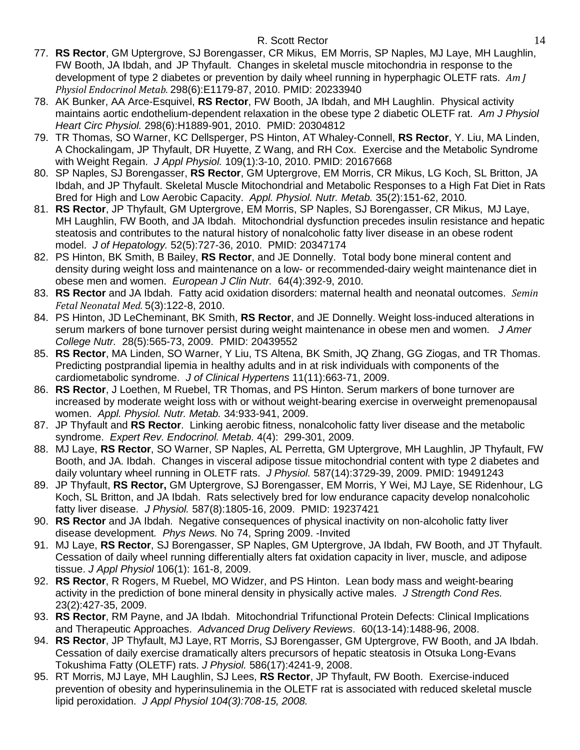77. **RS Rector**, GM Uptergrove, SJ Borengasser, CR Mikus, EM Morris, SP Naples, MJ Laye, MH Laughlin, FW Booth, JA Ibdah, and JP Thyfault. Changes in skeletal muscle mitochondria in response to the development of type 2 diabetes or prevention by daily wheel running in hyperphagic OLETF rats. *Am J Physiol Endocrinol Metab.* 298(6):E1179-87, 2010. PMID: 20233940
78. AK Bunker, AA Arce-Esquivel, **RS Rector**, FW Booth, JA Ibdah, and MH Laughlin. Physical activity maintains aortic endothelium-dependent relaxation in the obese type 2 diabetic OLETF rat. *Am J Physiol Heart Circ Physiol.* 298(6):H1889-901, 2010. PMID: 20304812
79. TR Thomas, SO Warner, KC Dellsperger, PS Hinton, AT Whaley-Connell, **RS Rector**, Y. Liu, MA Linden, A Chockalingam, JP Thyfault, DR Huyette, Z Wang, and RH Cox. Exercise and the Metabolic Syndrome with Weight Regain. *J Appl Physiol.* 109(1):3-10, 2010. PMID: 20167668
80. SP Naples, SJ Borengasser, **RS Rector**, GM Uptergrove, EM Morris, CR Mikus, LG Koch, SL Britton, JA Ibdah, and JP Thyfault. Skeletal Muscle Mitochondrial and Metabolic Responses to a High Fat Diet in Rats Bred for High and Low Aerobic Capacity. *Appl. Physiol. Nutr. Metab.* 35(2):151-62, 2010.
81. **RS Rector**, JP Thyfault, GM Uptergrove, EM Morris, SP Naples, SJ Borengasser, CR Mikus, MJ Laye, MH Laughlin, FW Booth, and JA Ibdah. Mitochondrial dysfunction precedes insulin resistance and hepatic steatosis and contributes to the natural history of nonalcoholic fatty liver disease in an obese rodent model. *J of Hepatology.* 52(5):727-36, 2010. PMID: 20347174
82. PS Hinton, BK Smith, B Bailey, **RS Rector**, and JE Donnelly. Total body bone mineral content and density during weight loss and maintenance on a low- or recommended-dairy weight maintenance diet in obese men and women. *European J Clin Nutr.* 64(4):392-9, 2010.
83. **RS Rector** and JA Ibdah. Fatty acid oxidation disorders: maternal health and neonatal outcomes. *Semin Fetal Neonatal Med.* 5(3):122-8, 2010.
84. PS Hinton, JD LeCheminant, BK Smith, **RS Rector**, and JE Donnelly. Weight loss-induced alterations in serum markers of bone turnover persist during weight maintenance in obese men and women. *J Amer College Nutr.* 28(5):565-73, 2009. PMID: 20439552
85. **RS Rector**, MA Linden, SO Warner, Y Liu, TS Altena, BK Smith, JQ Zhang, GG Ziogas, and TR Thomas. Predicting postprandial lipemia in healthy adults and in at risk individuals with components of the cardiometabolic syndrome. *J of Clinical Hypertens* 11(11):663-71, 2009.
86. **RS Rector**, J Loethen, M Ruebel, TR Thomas, and PS Hinton. Serum markers of bone turnover are increased by moderate weight loss with or without weight-bearing exercise in overweight premenopausal women. *Appl. Physiol. Nutr. Metab.* 34:933-941, 2009.
87. JP Thyfault and **RS Rector**. Linking aerobic fitness, nonalcoholic fatty liver disease and the metabolic syndrome. *Expert Rev. Endocrinol. Metab*. 4(4): 299-301, 2009.
88. MJ Laye, **RS Rector**, SO Warner, SP Naples, AL Perretta, GM Uptergrove, MH Laughlin, JP Thyfault, FW Booth, and JA. Ibdah. Changes in visceral adipose tissue mitochondrial content with type 2 diabetes and daily voluntary wheel running in OLETF rats. *J Physiol.* 587(14):3729-39, 2009. PMID: 19491243
89. JP Thyfault, **RS Rector,** GM Uptergrove, SJ Borengasser, EM Morris, Y Wei, MJ Laye, SE Ridenhour, LG Koch, SL Britton, and JA Ibdah. Rats selectively bred for low endurance capacity develop nonalcoholic fatty liver disease. *J Physiol.* 587(8):1805-16, 2009. PMID: 19237421
90. **RS Rector** and JA Ibdah. Negative consequences of physical inactivity on non-alcoholic fatty liver disease development*. Phys News.* No 74, Spring 2009. -Invited
91. MJ Laye, **RS Rector**, SJ Borengasser, SP Naples, GM Uptergrove, JA Ibdah, FW Booth, and JT Thyfault. Cessation of daily wheel running differentially alters fat oxidation capacity in liver, muscle, and adipose tissue. *J Appl Physiol* 106(1): 161-8, 2009.
92. **RS Rector**, R Rogers, M Ruebel, MO Widzer, and PS Hinton. Lean body mass and weight-bearing activity in the prediction of bone mineral density in physically active males. *J Strength Cond Res.* 23(2):427-35, 2009.
93. **RS Rector**, RM Payne, and JA Ibdah. Mitochondrial Trifunctional Protein Defects: Clinical Implications and Therapeutic Approaches. *Advanced Drug Delivery Reviews*. 60(13-14):1488-96, 2008.
94. **RS Rector**, JP Thyfault, MJ Laye, RT Morris, SJ Borengasser, GM Uptergrove, FW Booth, and JA Ibdah. Cessation of daily exercise dramatically alters precursors of hepatic steatosis in Otsuka Long-Evans Tokushima Fatty (OLETF) rats. *J Physiol.* 586(17):4241-9, 2008.
95. RT Morris, MJ Laye, MH Laughlin, SJ Lees, **RS Rector**, JP Thyfault, FW Booth. Exercise-induced prevention of obesity and hyperinsulinemia in the OLETF rat is associated with reduced skeletal muscle lipid peroxidation. *J Appl Physiol 104(3):708-15, 2008.*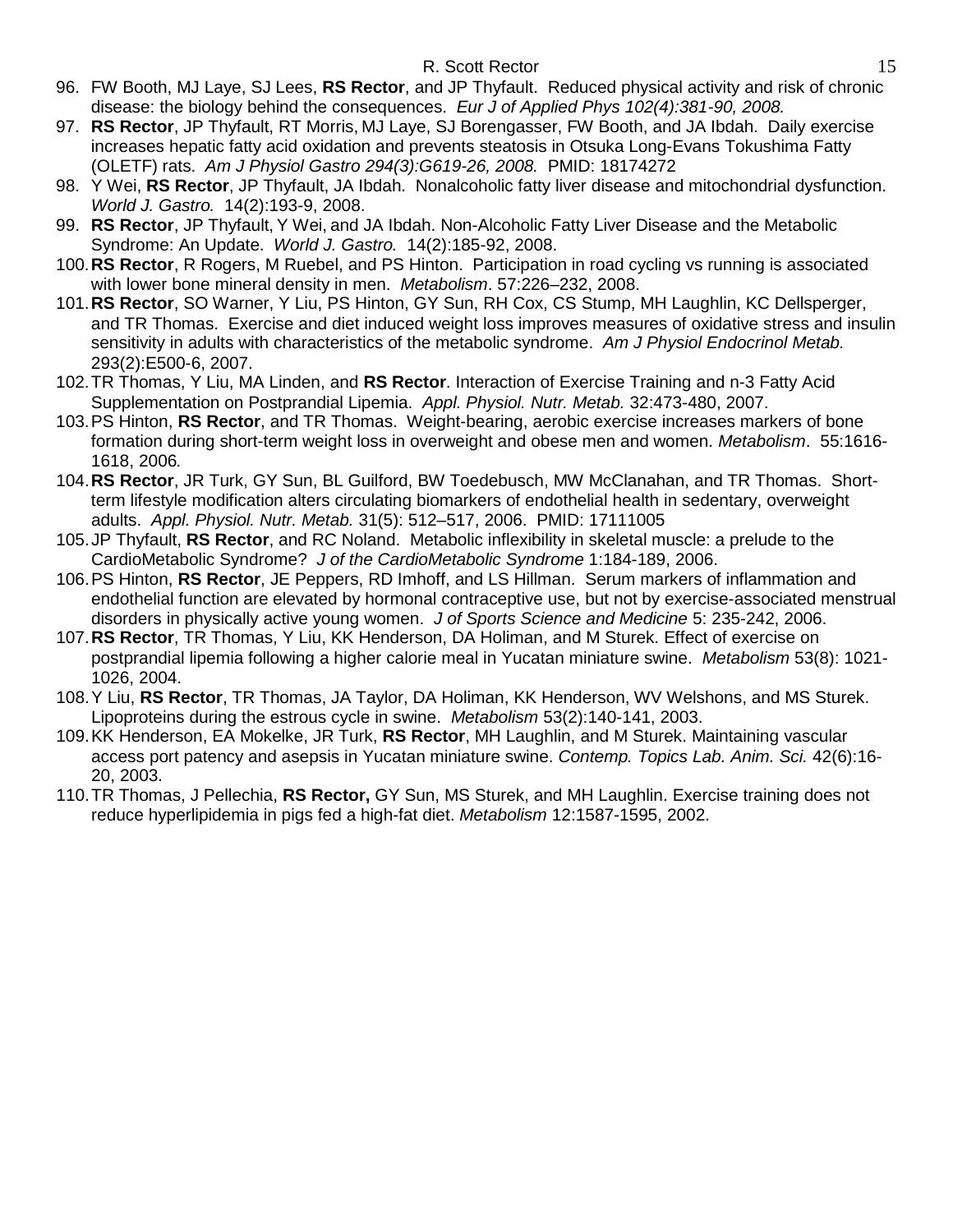96. FW Booth, MJ Laye, SJ Lees, **RS Rector**, and JP Thyfault. Reduced physical activity and risk of chronic disease: the biology behind the consequences. *Eur J of Applied Phys 102(4):381-90, 2008.*
97. **RS Rector**, JP Thyfault, RT Morris, MJ Laye, SJ Borengasser, FW Booth, and JA Ibdah. Daily exercise increases hepatic fatty acid oxidation and prevents steatosis in Otsuka Long-Evans Tokushima Fatty (OLETF) rats. *Am J Physiol Gastro 294(3):G619-26, 2008.* PMID: 18174272
98. Y Wei, **RS Rector**, JP Thyfault, JA Ibdah. Nonalcoholic fatty liver disease and mitochondrial dysfunction. *World J. Gastro.* 14(2):193-9, 2008.
99. **RS Rector**, JP Thyfault, Y Wei, and JA Ibdah. Non-Alcoholic Fatty Liver Disease and the Metabolic Syndrome: An Update. *World J. Gastro.* 14(2):185-92, 2008.
100. **RS Rector**, R Rogers, M Ruebel, and PS Hinton. Participation in road cycling vs running is associated with lower bone mineral density in men. *Metabolism*. 57:226–232, 2008.
101. **RS Rector**, SO Warner, Y Liu, PS Hinton, GY Sun, RH Cox, CS Stump, MH Laughlin, KC Dellsperger, and TR Thomas. Exercise and diet induced weight loss improves measures of oxidative stress and insulin sensitivity in adults with characteristics of the metabolic syndrome. *Am J Physiol Endocrinol Metab.* 293(2):E500-6, 2007.
102. TR Thomas, Y Liu, MA Linden, and **RS Rector**. Interaction of Exercise Training and n-3 Fatty Acid Supplementation on Postprandial Lipemia. *Appl. Physiol. Nutr. Metab.* 32:473-480, 2007.
103. PS Hinton, **RS Rector**, and TR Thomas. Weight-bearing, aerobic exercise increases markers of bone formation during short-term weight loss in overweight and obese men and women. *Metabolism*. 55:1616-1618, 2006*.*
104. **RS Rector**, JR Turk, GY Sun, BL Guilford, BW Toedebusch, MW McClanahan, and TR Thomas. Short-term lifestyle modification alters circulating biomarkers of endothelial health in sedentary, overweight adults. *Appl. Physiol. Nutr. Metab.* 31(5): 512–517, 2006. PMID: 17111005
105. JP Thyfault, **RS Rector**, and RC Noland. Metabolic inflexibility in skeletal muscle: a prelude to the CardioMetabolic Syndrome? *J of the CardioMetabolic Syndrome* 1:184-189, 2006.
106. PS Hinton, **RS Rector**, JE Peppers, RD Imhoff, and LS Hillman. Serum markers of inflammation and endothelial function are elevated by hormonal contraceptive use, but not by exercise-associated menstrual disorders in physically active young women. *J of Sports Science and Medicine* 5: 235-242, 2006.
107. **RS Rector**, TR Thomas, Y Liu, KK Henderson, DA Holiman, and M Sturek. Effect of exercise on postprandial lipemia following a higher calorie meal in Yucatan miniature swine. *Metabolism* 53(8): 1021-1026, 2004.
108. Y Liu, **RS Rector**, TR Thomas, JA Taylor, DA Holiman, KK Henderson, WV Welshons, and MS Sturek. Lipoproteins during the estrous cycle in swine. *Metabolism* 53(2):140-141, 2003.
109. KK Henderson, EA Mokelke, JR Turk, **RS Rector**, MH Laughlin, and M Sturek. Maintaining vascular access port patency and asepsis in Yucatan miniature swine. *Contemp. Topics Lab. Anim. Sci.* 42(6):16-20, 2003.
110. TR Thomas, J Pellechia, **RS Rector,** GY Sun, MS Sturek, and MH Laughlin. Exercise training does not reduce hyperlipidemia in pigs fed a high-fat diet. *Metabolism* 12:1587-1595, 2002.